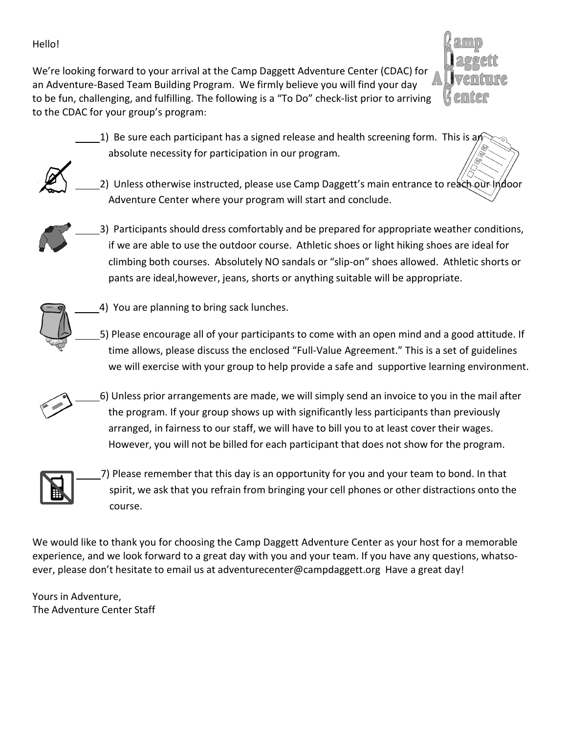Hello!

We're looking forward to your arrival at the Camp Daggett Adventure Center (CDAC) for an Adventure-Based Team Building Program. We firmly believe you will find your day to be fun, challenging, and fulfilling. The following is a "To Do" check-list prior to arriving to the CDAC for your group's program:

____1) Be sure each participant has a signed release and health screening form. This is an absolute necessity for participation in our program.

____2) Unless otherwise instructed, please use Camp Daggett's main entrance to reach our Indoor Adventure Center where your program will start and conclude.

____3) Participants should dress comfortably and be prepared for appropriate weather conditions, if we are able to use the outdoor course. Athletic shoes or light hiking shoes are ideal for climbing both courses. Absolutely NO sandals or "slip-on" shoes allowed. Athletic shorts or pants are ideal,however, jeans, shorts or anything suitable will be appropriate.

____4) You are planning to bring sack lunches.

____5) Please encourage all of your participants to come with an open mind and a good attitude. If time allows, please discuss the enclosed "Full-Value Agreement." This is a set of guidelines we will exercise with your group to help provide a safe and supportive learning environment.

____6) Unless prior arrangements are made, we will simply send an invoice to you in the mail after the program. If your group shows up with significantly less participants than previously arranged, in fairness to our staff, we will have to bill you to at least cover their wages. However, you will not be billed for each participant that does not show for the program.

____7) Please remember that this day is an opportunity for you and your team to bond. In that spirit, we ask that you refrain from bringing your cell phones or other distractions onto the course.

We would like to thank you for choosing the Camp Daggett Adventure Center as your host for a memorable experience, and we look forward to a great day with you and your team. If you have any questions, whatso-ever, please don't hesitate to email us at adventurecenter@campdaggett.org Have a great day!

Yours in Adventure,
The Adventure Center Staff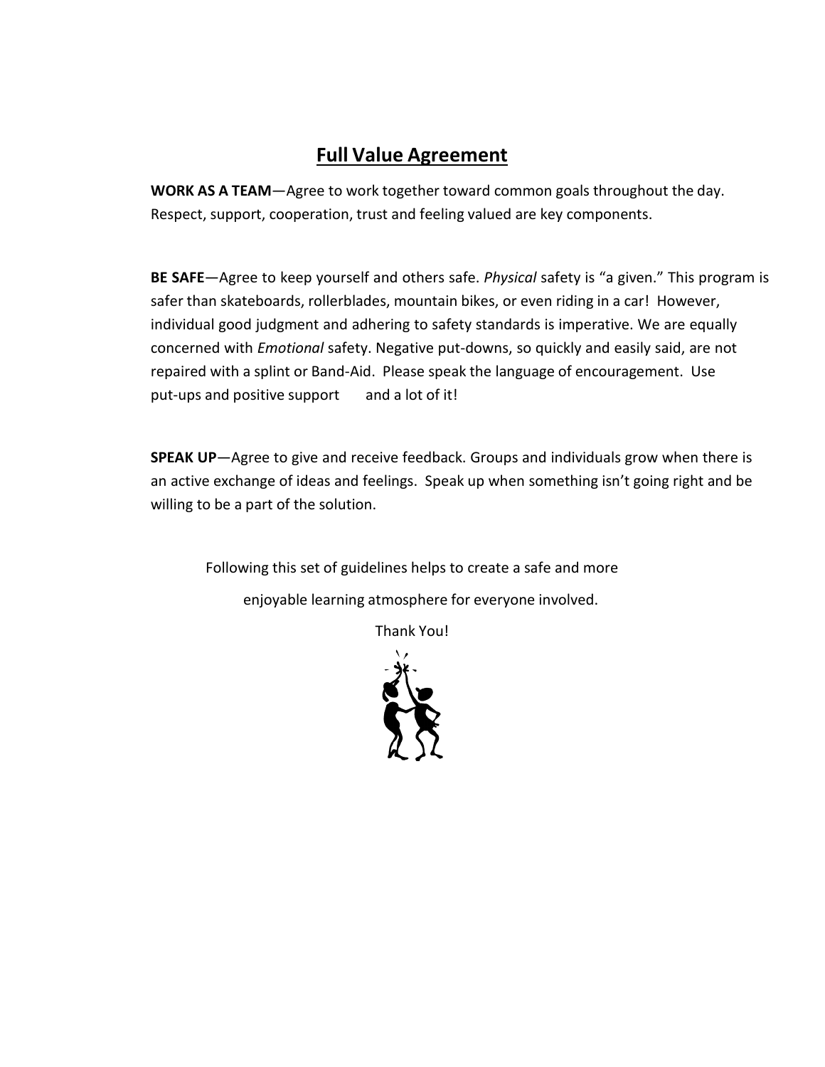## Full Value Agreement

**WORK AS A TEAM**—Agree to work together toward common goals throughout the day. Respect, support, cooperation, trust and feeling valued are key components.

**BE SAFE**—Agree to keep yourself and others safe. *Physical* safety is "a given." This program is safer than skateboards, rollerblades, mountain bikes, or even riding in a car! However, individual good judgment and adhering to safety standards is imperative. We are equally concerned with *Emotional* safety. Negative put-downs, so quickly and easily said, are not repaired with a splint or Band-Aid. Please speak the language of encouragement. Use put-ups and positive support and a lot of it!

**SPEAK UP**—Agree to give and receive feedback. Groups and individuals grow when there is an active exchange of ideas and feelings. Speak up when something isn't going right and be willing to be a part of the solution.

Following this set of guidelines helps to create a safe and more enjoyable learning atmosphere for everyone involved.

Thank You!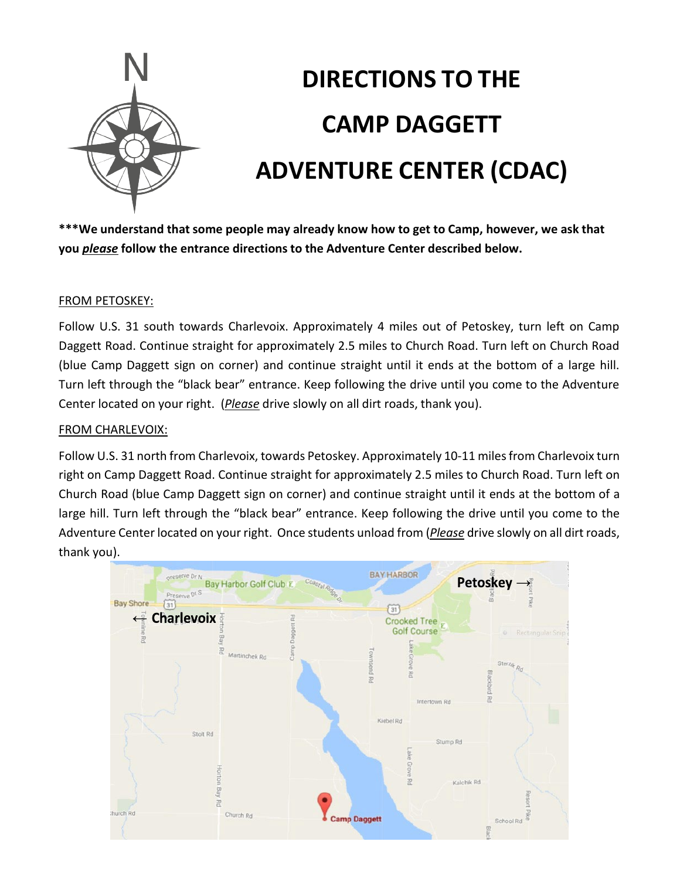# DIRECTIONS TO THE CAMP DAGGETT ADVENTURE CENTER (CDAC)

**\*\*\*We understand that some people may already know how to get to Camp, however, we ask that you *please* follow the entrance directions to the Adventure Center described below.**

FROM PETOSKEY:

Follow U.S. 31 south towards Charlevoix. Approximately 4 miles out of Petoskey, turn left on Camp Daggett Road. Continue straight for approximately 2.5 miles to Church Road. Turn left on Church Road (blue Camp Daggett sign on corner) and continue straight until it ends at the bottom of a large hill. Turn left through the "black bear" entrance. Keep following the drive until you come to the Adventure Center located on your right. (*Please* drive slowly on all dirt roads, thank you).

FROM CHARLEVOIX:

Follow U.S. 31 north from Charlevoix, towards Petoskey. Approximately 10-11 miles from Charlevoix turn right on Camp Daggett Road. Continue straight for approximately 2.5 miles to Church Road. Turn left on Church Road (blue Camp Daggett sign on corner) and continue straight until it ends at the bottom of a large hill. Turn left through the "black bear" entrance. Keep following the drive until you come to the Adventure Center located on your right. Once students unload from (*Please* drive slowly on all dirt roads, thank you).

Petoskey →
← Charlevoix
Camp Daggett